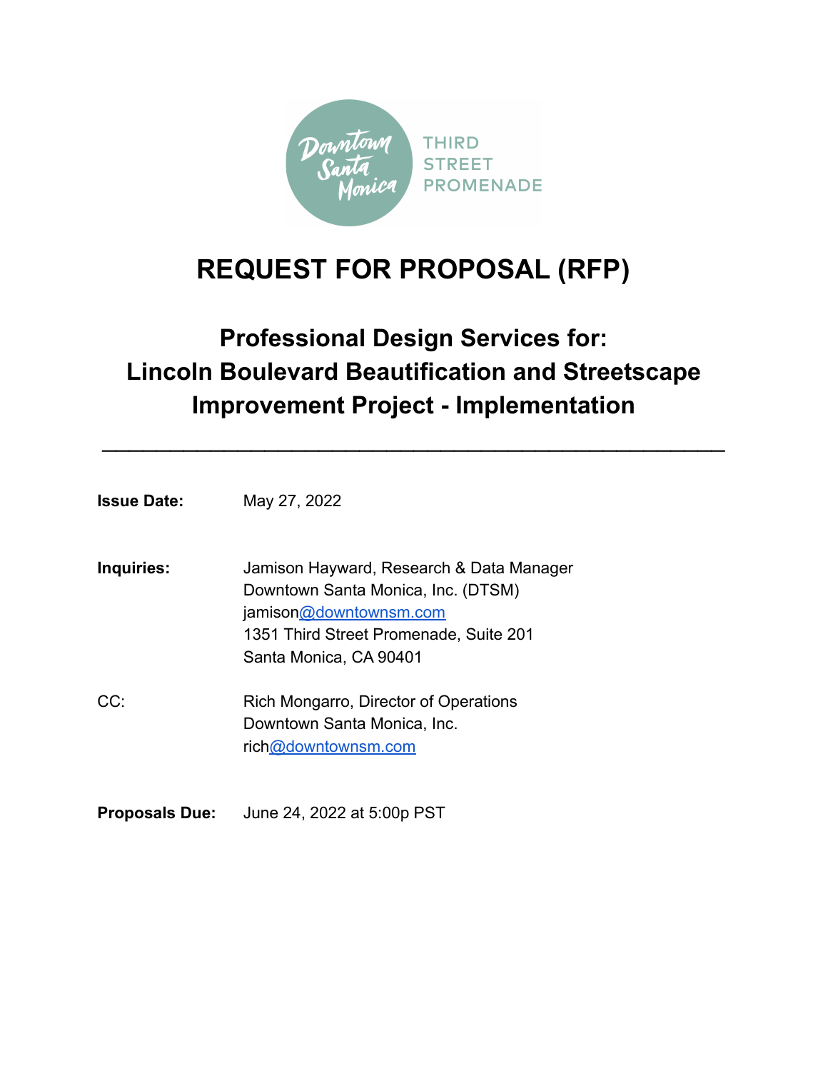Downtown Santa Monica THIRD STREET PROMENADE

# REQUEST FOR PROPOSAL (RFP)

## Professional Design Services for: Lincoln Boulevard Beautification and Streetscape Improvement Project - Implementation

---

**Issue Date:** May 27, 2022

**Inquiries:** Jamison Hayward, Research & Data Manager
Downtown Santa Monica, Inc. (DTSM)
jamison@downtownsm.com
1351 Third Street Promenade, Suite 201
Santa Monica, CA 90401

CC: Rich Mongarro, Director of Operations
Downtown Santa Monica, Inc.
rich@downtownsm.com

**Proposals Due:** June 24, 2022 at 5:00p PST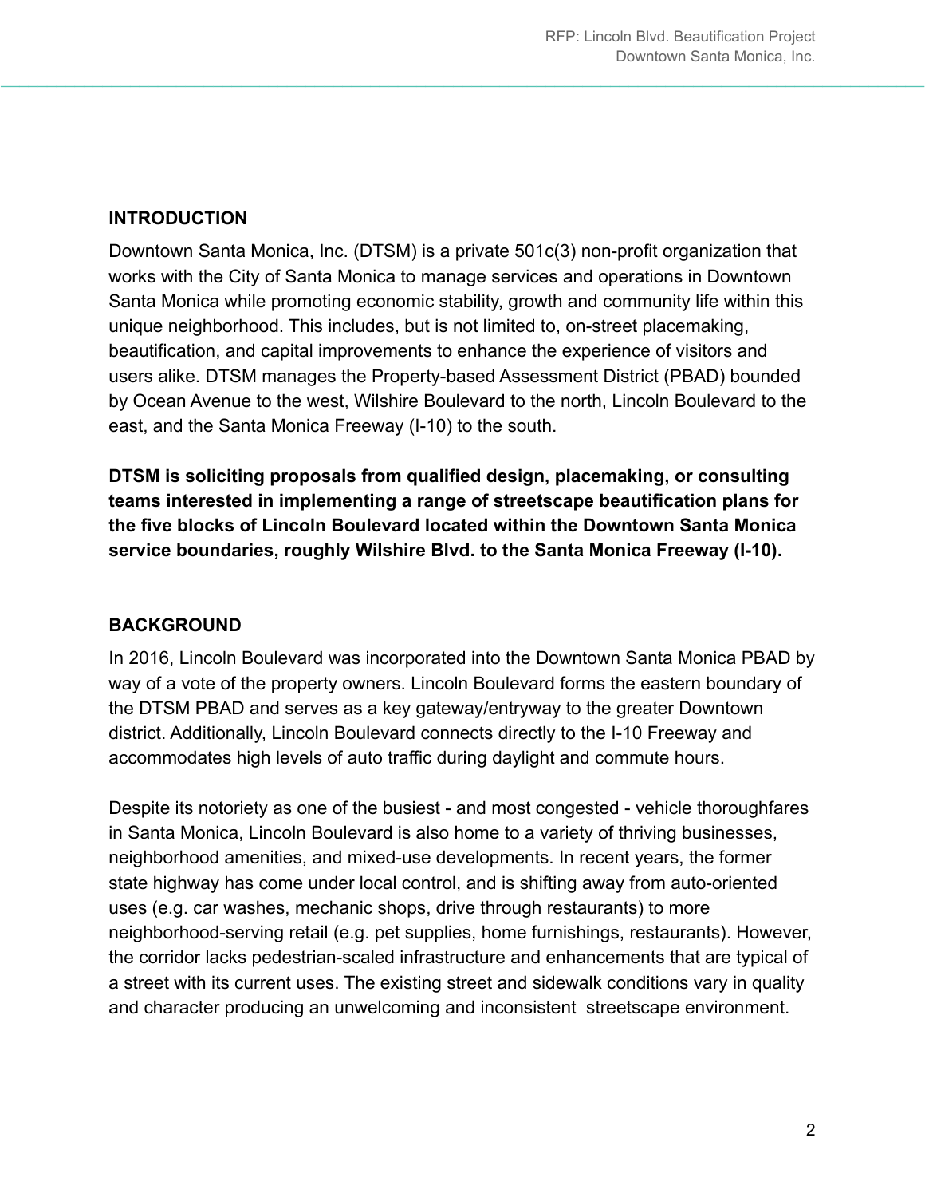## INTRODUCTION

Downtown Santa Monica, Inc. (DTSM) is a private 501c(3) non-profit organization that works with the City of Santa Monica to manage services and operations in Downtown Santa Monica while promoting economic stability, growth and community life within this unique neighborhood. This includes, but is not limited to, on-street placemaking, beautification, and capital improvements to enhance the experience of visitors and users alike. DTSM manages the Property-based Assessment District (PBAD) bounded by Ocean Avenue to the west, Wilshire Boulevard to the north, Lincoln Boulevard to the east, and the Santa Monica Freeway (I-10) to the south.

**DTSM is soliciting proposals from qualified design, placemaking, or consulting teams interested in implementing a range of streetscape beautification plans for the five blocks of Lincoln Boulevard located within the Downtown Santa Monica service boundaries, roughly Wilshire Blvd. to the Santa Monica Freeway (I-10).**

## BACKGROUND

In 2016, Lincoln Boulevard was incorporated into the Downtown Santa Monica PBAD by way of a vote of the property owners. Lincoln Boulevard forms the eastern boundary of the DTSM PBAD and serves as a key gateway/entryway to the greater Downtown district. Additionally, Lincoln Boulevard connects directly to the I-10 Freeway and accommodates high levels of auto traffic during daylight and commute hours.

Despite its notoriety as one of the busiest - and most congested - vehicle thoroughfares in Santa Monica, Lincoln Boulevard is also home to a variety of thriving businesses, neighborhood amenities, and mixed-use developments. In recent years, the former state highway has come under local control, and is shifting away from auto-oriented uses (e.g. car washes, mechanic shops, drive through restaurants) to more neighborhood-serving retail (e.g. pet supplies, home furnishings, restaurants). However, the corridor lacks pedestrian-scaled infrastructure and enhancements that are typical of a street with its current uses. The existing street and sidewalk conditions vary in quality and character producing an unwelcoming and inconsistent streetscape environment.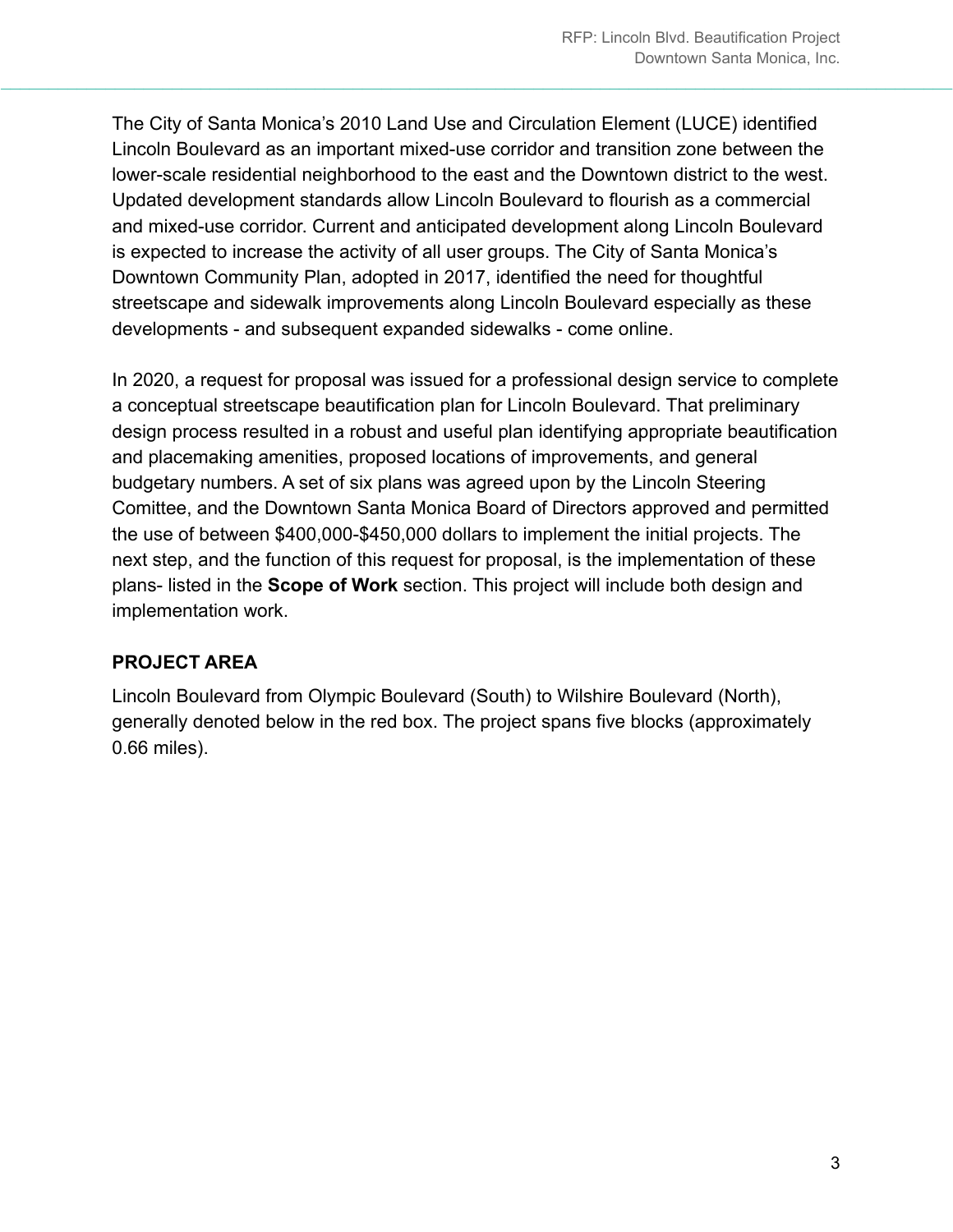The City of Santa Monica's 2010 Land Use and Circulation Element (LUCE) identified Lincoln Boulevard as an important mixed-use corridor and transition zone between the lower-scale residential neighborhood to the east and the Downtown district to the west. Updated development standards allow Lincoln Boulevard to flourish as a commercial and mixed-use corridor. Current and anticipated development along Lincoln Boulevard is expected to increase the activity of all user groups. The City of Santa Monica's Downtown Community Plan, adopted in 2017, identified the need for thoughtful streetscape and sidewalk improvements along Lincoln Boulevard especially as these developments - and subsequent expanded sidewalks - come online.

In 2020, a request for proposal was issued for a professional design service to complete a conceptual streetscape beautification plan for Lincoln Boulevard. That preliminary design process resulted in a robust and useful plan identifying appropriate beautification and placemaking amenities, proposed locations of improvements, and general budgetary numbers. A set of six plans was agreed upon by the Lincoln Steering Comittee, and the Downtown Santa Monica Board of Directors approved and permitted the use of between $400,000-$450,000 dollars to implement the initial projects. The next step, and the function of this request for proposal, is the implementation of these plans- listed in the **Scope of Work** section. This project will include both design and implementation work.

## PROJECT AREA

Lincoln Boulevard from Olympic Boulevard (South) to Wilshire Boulevard (North), generally denoted below in the red box. The project spans five blocks (approximately 0.66 miles).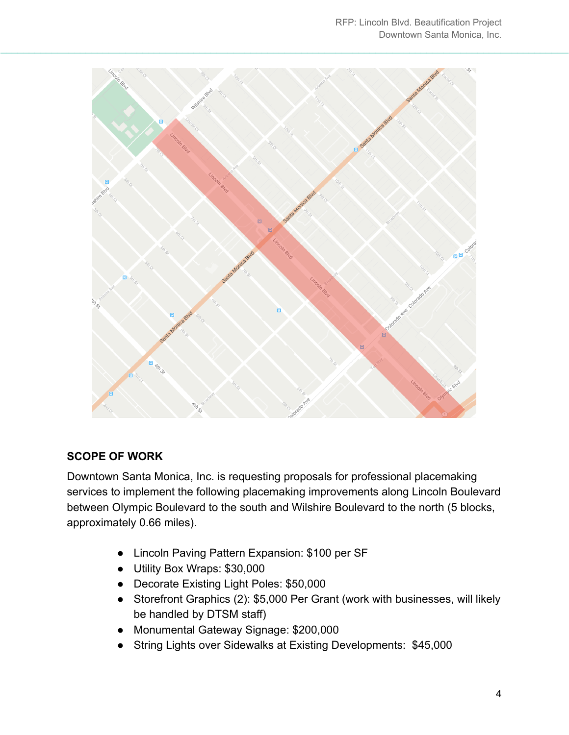## SCOPE OF WORK

Downtown Santa Monica, Inc. is requesting proposals for professional placemaking services to implement the following placemaking improvements along Lincoln Boulevard between Olympic Boulevard to the south and Wilshire Boulevard to the north (5 blocks, approximately 0.66 miles).

- Lincoln Paving Pattern Expansion: $100 per SF
- Utility Box Wraps: $30,000
- Decorate Existing Light Poles: $50,000
- Storefront Graphics (2): $5,000 Per Grant (work with businesses, will likely be handled by DTSM staff)
- Monumental Gateway Signage: $200,000
- String Lights over Sidewalks at Existing Developments: $45,000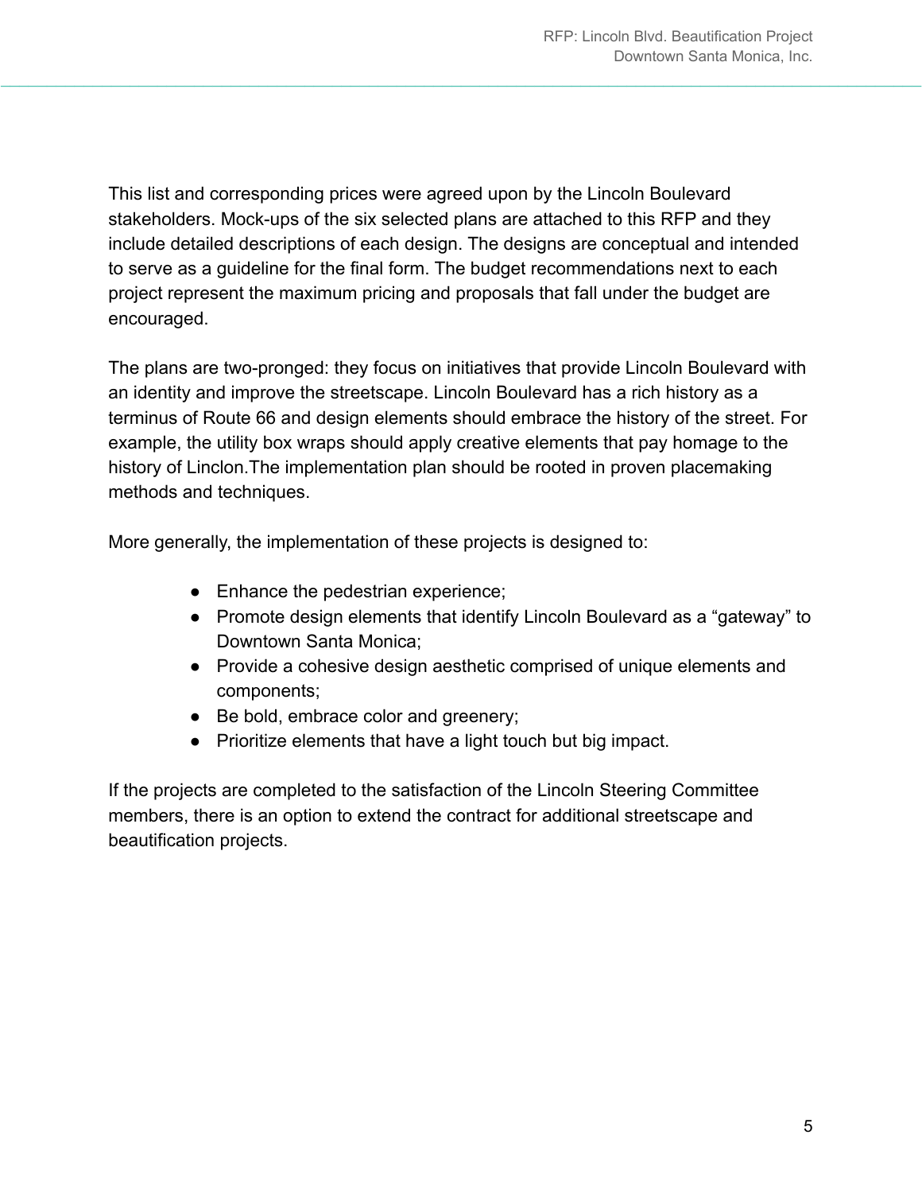This list and corresponding prices were agreed upon by the Lincoln Boulevard stakeholders. Mock-ups of the six selected plans are attached to this RFP and they include detailed descriptions of each design. The designs are conceptual and intended to serve as a guideline for the final form. The budget recommendations next to each project represent the maximum pricing and proposals that fall under the budget are encouraged.

The plans are two-pronged: they focus on initiatives that provide Lincoln Boulevard with an identity and improve the streetscape. Lincoln Boulevard has a rich history as a terminus of Route 66 and design elements should embrace the history of the street. For example, the utility box wraps should apply creative elements that pay homage to the history of Linclon.The implementation plan should be rooted in proven placemaking methods and techniques.

More generally, the implementation of these projects is designed to:

- Enhance the pedestrian experience;
- Promote design elements that identify Lincoln Boulevard as a “gateway” to Downtown Santa Monica;
- Provide a cohesive design aesthetic comprised of unique elements and components;
- Be bold, embrace color and greenery;
- Prioritize elements that have a light touch but big impact.

If the projects are completed to the satisfaction of the Lincoln Steering Committee members, there is an option to extend the contract for additional streetscape and beautification projects.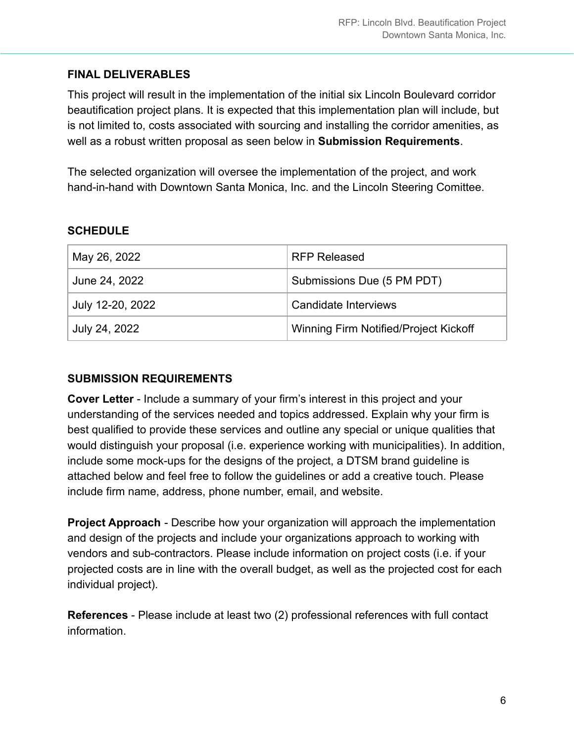## FINAL DELIVERABLES

This project will result in the implementation of the initial six Lincoln Boulevard corridor beautification project plans. It is expected that this implementation plan will include, but is not limited to, costs associated with sourcing and installing the corridor amenities, as well as a robust written proposal as seen below in **Submission Requirements**.

The selected organization will oversee the implementation of the project, and work hand-in-hand with Downtown Santa Monica, Inc. and the Lincoln Steering Comittee.

## SCHEDULE

| | |
|---|---|
| May 26, 2022 | RFP Released |
| June 24, 2022 | Submissions Due (5 PM PDT) |
| July 12-20, 2022 | Candidate Interviews |
| July 24, 2022 | Winning Firm Notified/Project Kickoff |

## SUBMISSION REQUIREMENTS

**Cover Letter** - Include a summary of your firm's interest in this project and your understanding of the services needed and topics addressed. Explain why your firm is best qualified to provide these services and outline any special or unique qualities that would distinguish your proposal (i.e. experience working with municipalities). In addition, include some mock-ups for the designs of the project, a DTSM brand guideline is attached below and feel free to follow the guidelines or add a creative touch. Please include firm name, address, phone number, email, and website.

**Project Approach** - Describe how your organization will approach the implementation and design of the projects and include your organizations approach to working with vendors and sub-contractors. Please include information on project costs (i.e. if your projected costs are in line with the overall budget, as well as the projected cost for each individual project).

**References** - Please include at least two (2) professional references with full contact information.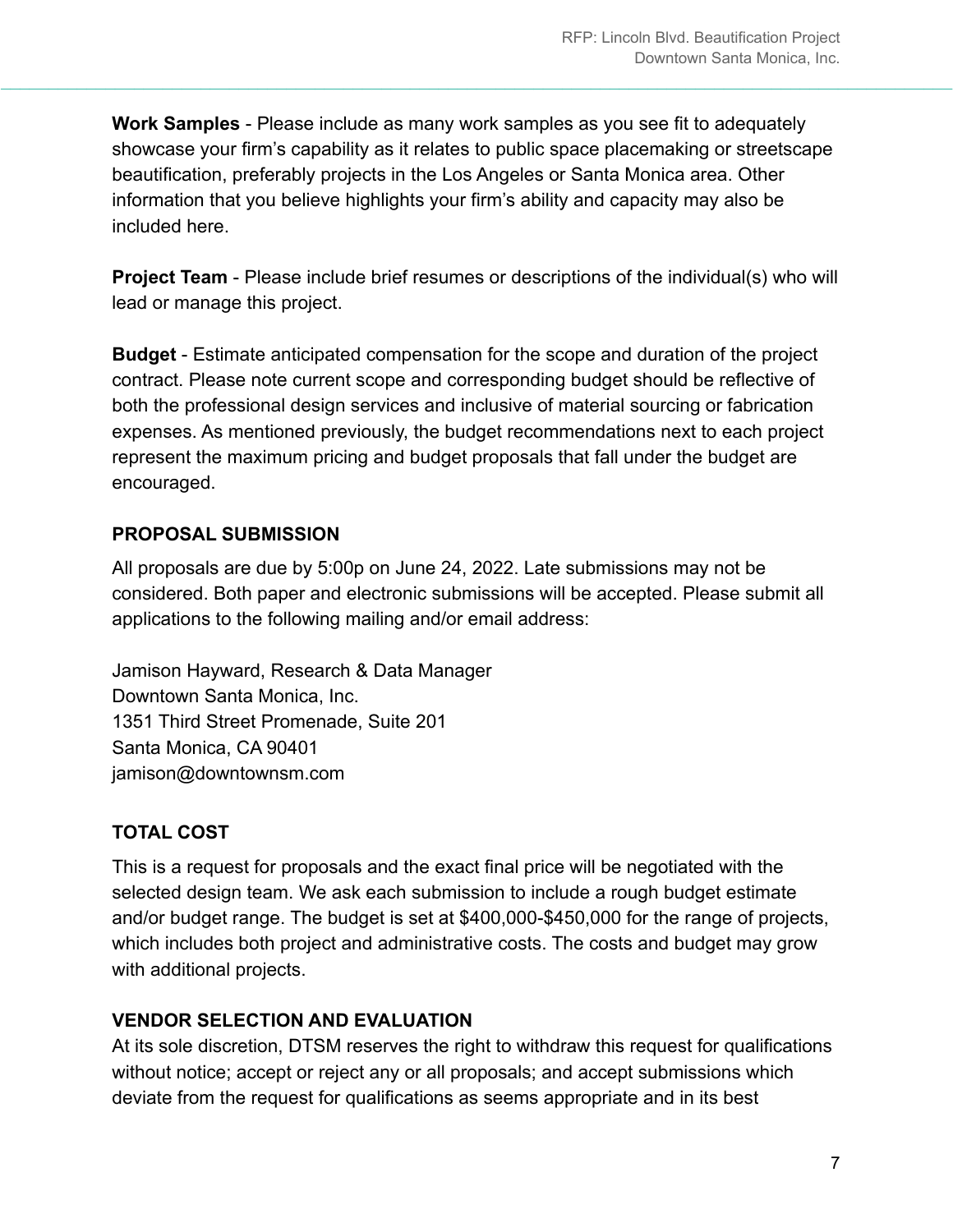**Work Samples** - Please include as many work samples as you see fit to adequately showcase your firm's capability as it relates to public space placemaking or streetscape beautification, preferably projects in the Los Angeles or Santa Monica area. Other information that you believe highlights your firm's ability and capacity may also be included here.

**Project Team** - Please include brief resumes or descriptions of the individual(s) who will lead or manage this project.

**Budget** - Estimate anticipated compensation for the scope and duration of the project contract. Please note current scope and corresponding budget should be reflective of both the professional design services and inclusive of material sourcing or fabrication expenses. As mentioned previously, the budget recommendations next to each project represent the maximum pricing and budget proposals that fall under the budget are encouraged.

## PROPOSAL SUBMISSION

All proposals are due by 5:00p on June 24, 2022. Late submissions may not be considered. Both paper and electronic submissions will be accepted. Please submit all applications to the following mailing and/or email address:

Jamison Hayward, Research & Data Manager
Downtown Santa Monica, Inc.
1351 Third Street Promenade, Suite 201
Santa Monica, CA 90401
jamison@downtownsm.com

## TOTAL COST

This is a request for proposals and the exact final price will be negotiated with the selected design team. We ask each submission to include a rough budget estimate and/or budget range. The budget is set at $400,000-$450,000 for the range of projects, which includes both project and administrative costs. The costs and budget may grow with additional projects.

## VENDOR SELECTION AND EVALUATION

At its sole discretion, DTSM reserves the right to withdraw this request for qualifications without notice; accept or reject any or all proposals; and accept submissions which deviate from the request for qualifications as seems appropriate and in its best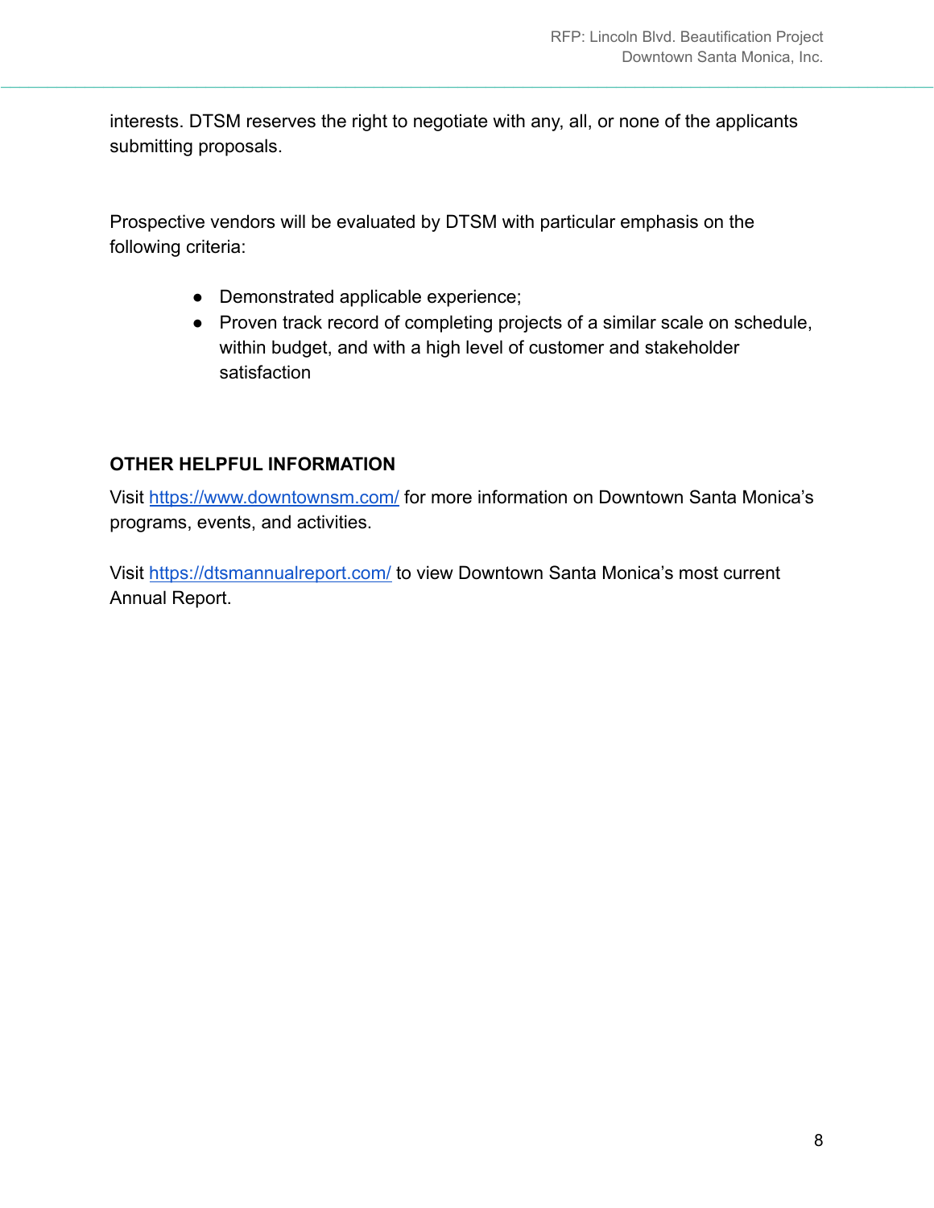interests. DTSM reserves the right to negotiate with any, all, or none of the applicants submitting proposals.

Prospective vendors will be evaluated by DTSM with particular emphasis on the following criteria:

- Demonstrated applicable experience;
- Proven track record of completing projects of a similar scale on schedule, within budget, and with a high level of customer and stakeholder satisfaction

## OTHER HELPFUL INFORMATION

Visit [https://www.downtownsm.com/](https://www.downtownsm.com/) for more information on Downtown Santa Monica's programs, events, and activities.

Visit [https://dtsmannualreport.com/](https://dtsmannualreport.com/) to view Downtown Santa Monica's most current Annual Report.